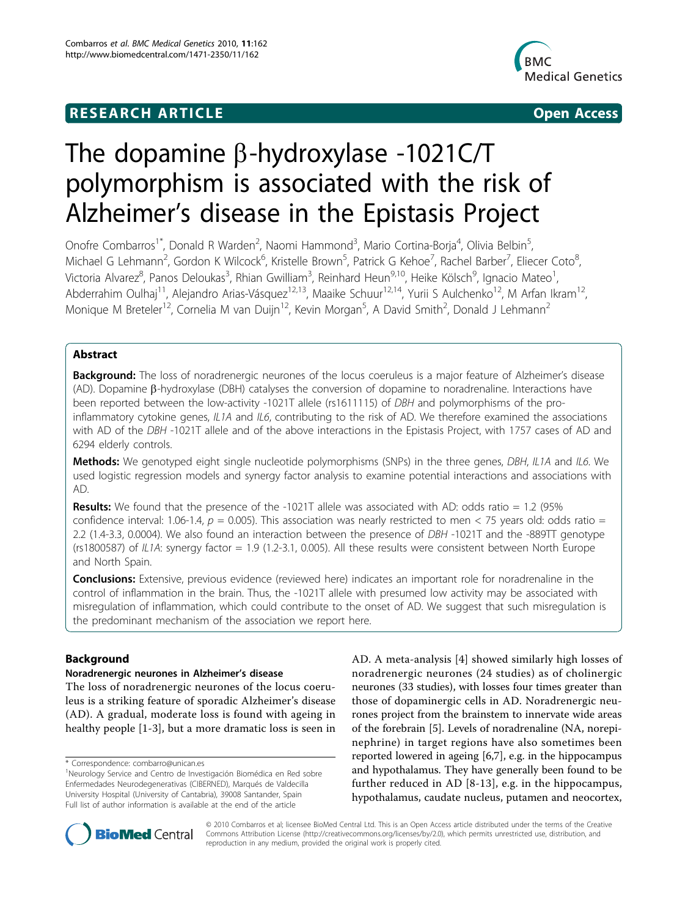**RESEARCH ARTICLE** **Open Access**

# The dopamine β-hydroxylase -1021C/T polymorphism is associated with the risk of Alzheimer's disease in the Epistasis Project

Onofre Combarros[1*], Donald R Warden[2], Naomi Hammond[3], Mario Cortina-Borja[4], Olivia Belbin[5], Michael G Lehmann[2], Gordon K Wilcock[6], Kristelle Brown[5], Patrick G Kehoe[7], Rachel Barber[7], Eliecer Coto[8], Victoria Alvarez[8], Panos Deloukas[3], Rhian Gwilliam[3], Reinhard Heun[9,10], Heike Kölsch[9], Ignacio Mateo[1], Abderrahim Oulhaj[11], Alejandro Arias-Vásquez[12,13], Maaike Schuur[12,14], Yurii S Aulchenko[12], M Arfan Ikram[12], Monique M Breteler[12], Cornelia M van Duijn[12], Kevin Morgan[5], A David Smith[2], Donald J Lehmann[2]

## Abstract

**Background:** The loss of noradrenergic neurones of the locus coeruleus is a major feature of Alzheimer's disease (AD). Dopamine β-hydroxylase (DBH) catalyses the conversion of dopamine to noradrenaline. Interactions have been reported between the low-activity -1021T allele (rs1611115) of *DBH* and polymorphisms of the pro-inflammatory cytokine genes, *IL1A* and *IL6*, contributing to the risk of AD. We therefore examined the associations with AD of the *DBH* -1021T allele and of the above interactions in the Epistasis Project, with 1757 cases of AD and 6294 elderly controls.

**Methods:** We genotyped eight single nucleotide polymorphisms (SNPs) in the three genes, *DBH*, *IL1A* and *IL6*. We used logistic regression models and synergy factor analysis to examine potential interactions and associations with AD.

**Results:** We found that the presence of the -1021T allele was associated with AD: odds ratio = 1.2 (95% confidence interval: 1.06-1.4, $p = 0.005$). This association was nearly restricted to men < 75 years old: odds ratio = 2.2 (1.4-3.3, 0.0004). We also found an interaction between the presence of *DBH* -1021T and the -889TT genotype (rs1800587) of *IL1A*: synergy factor = 1.9 (1.2-3.1, 0.005). All these results were consistent between North Europe and North Spain.

**Conclusions:** Extensive, previous evidence (reviewed here) indicates an important role for noradrenaline in the control of inflammation in the brain. Thus, the -1021T allele with presumed low activity may be associated with misregulation of inflammation, which could contribute to the onset of AD. We suggest that such misregulation is the predominant mechanism of the association we report here.

## Background

### Noradrenergic neurones in Alzheimer's disease

The loss of noradrenergic neurones of the locus coeruleus is a striking feature of sporadic Alzheimer's disease (AD). A gradual, moderate loss is found with ageing in healthy people [1-3], but a more dramatic loss is seen in AD. A meta-analysis [4] showed similarly high losses of noradrenergic neurones (24 studies) as of cholinergic neurones (33 studies), with losses four times greater than those of dopaminergic cells in AD. Noradrenergic neurones project from the brainstem to innervate wide areas of the forebrain [5]. Levels of noradrenaline (NA, norepinephrine) in target regions have also sometimes been reported lowered in ageing [6,7], e.g. in the hippocampus and hypothalamus. They have generally been found to be further reduced in AD [8-13], e.g. in the hippocampus, hypothalamus, caudate nucleus, putamen and neocortex,

\* Correspondence: combarro@unican.es

[1]Neurology Service and Centro de Investigación Biomédica en Red sobre Enfermedades Neurodegenerativas (CIBERNED), Marqués de Valdecilla University Hospital (University of Cantabria), 39008 Santander, Spain

Full list of author information is available at the end of the article

© 2010 Combarros et al; licensee BioMed Central Ltd. This is an Open Access article distributed under the terms of the Creative Commons Attribution License (http://creativecommons.org/licenses/by/2.0), which permits unrestricted use, distribution, and reproduction in any medium, provided the original work is properly cited.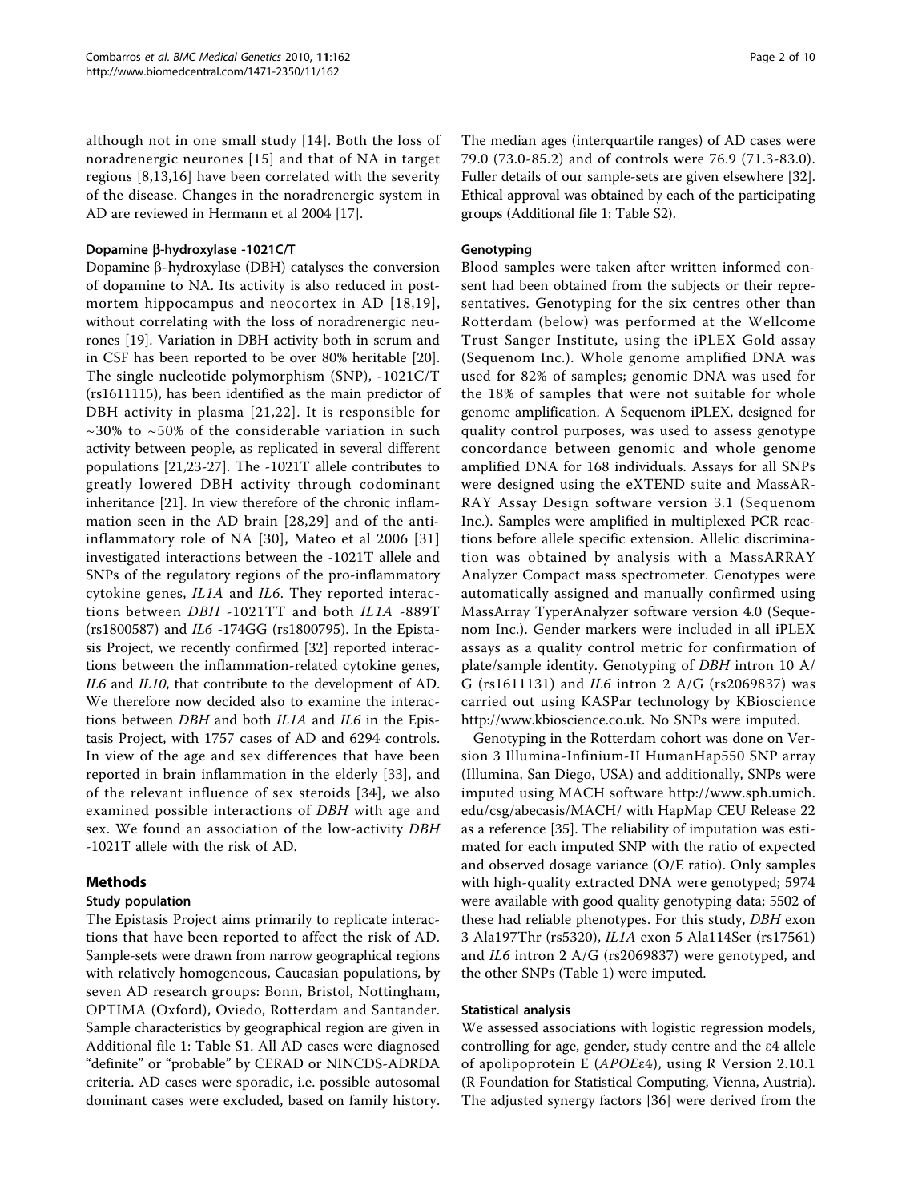although not in one small study [14]. Both the loss of noradrenergic neurones [15] and that of NA in target regions [8,13,16] have been correlated with the severity of the disease. Changes in the noradrenergic system in AD are reviewed in Hermann et al 2004 [17].

### Dopamine β-hydroxylase -1021C/T

Dopamine β-hydroxylase (DBH) catalyses the conversion of dopamine to NA. Its activity is also reduced in postmortem hippocampus and neocortex in AD [18,19], without correlating with the loss of noradrenergic neurones [19]. Variation in DBH activity both in serum and in CSF has been reported to be over 80% heritable [20]. The single nucleotide polymorphism (SNP), -1021C/T (rs1611115), has been identified as the main predictor of DBH activity in plasma [21,22]. It is responsible for ~30% to ~50% of the considerable variation in such activity between people, as replicated in several different populations [21,23-27]. The -1021T allele contributes to greatly lowered DBH activity through codominant inheritance [21]. In view therefore of the chronic inflammation seen in the AD brain [28,29] and of the anti-inflammatory role of NA [30], Mateo et al 2006 [31] investigated interactions between the -1021T allele and SNPs of the regulatory regions of the pro-inflammatory cytokine genes, *IL1A* and *IL6*. They reported interactions between *DBH* -1021TT and both *IL1A* -889T (rs1800587) and *IL6* -174GG (rs1800795). In the Epistasis Project, we recently confirmed [32] reported interactions between the inflammation-related cytokine genes, *IL6* and *IL10*, that contribute to the development of AD. We therefore now decided also to examine the interactions between *DBH* and both *IL1A* and *IL6* in the Epistasis Project, with 1757 cases of AD and 6294 controls. In view of the age and sex differences that have been reported in brain inflammation in the elderly [33], and of the relevant influence of sex steroids [34], we also examined possible interactions of *DBH* with age and sex. We found an association of the low-activity *DBH* -1021T allele with the risk of AD.

## Methods

### Study population

The Epistasis Project aims primarily to replicate interactions that have been reported to affect the risk of AD. Sample-sets were drawn from narrow geographical regions with relatively homogeneous, Caucasian populations, by seven AD research groups: Bonn, Bristol, Nottingham, OPTIMA (Oxford), Oviedo, Rotterdam and Santander. Sample characteristics by geographical region are given in Additional file 1: Table S1. All AD cases were diagnosed "definite" or "probable" by CERAD or NINCDS-ADRDA criteria. AD cases were sporadic, i.e. possible autosomal dominant cases were excluded, based on family history. The median ages (interquartile ranges) of AD cases were 79.0 (73.0-85.2) and of controls were 76.9 (71.3-83.0). Fuller details of our sample-sets are given elsewhere [32]. Ethical approval was obtained by each of the participating groups (Additional file 1: Table S2).

### Genotyping

Blood samples were taken after written informed consent had been obtained from the subjects or their representatives. Genotyping for the six centres other than Rotterdam (below) was performed at the Wellcome Trust Sanger Institute, using the iPLEX Gold assay (Sequenom Inc.). Whole genome amplified DNA was used for 82% of samples; genomic DNA was used for the 18% of samples that were not suitable for whole genome amplification. A Sequenom iPLEX, designed for quality control purposes, was used to assess genotype concordance between genomic and whole genome amplified DNA for 168 individuals. Assays for all SNPs were designed using the eXTEND suite and MassARRAY Assay Design software version 3.1 (Sequenom Inc.). Samples were amplified in multiplexed PCR reactions before allele specific extension. Allelic discrimination was obtained by analysis with a MassARRAY Analyzer Compact mass spectrometer. Genotypes were automatically assigned and manually confirmed using MassArray TyperAnalyzer software version 4.0 (Sequenom Inc.). Gender markers were included in all iPLEX assays as a quality control metric for confirmation of plate/sample identity. Genotyping of *DBH* intron 10 A/G (rs1611131) and *IL6* intron 2 A/G (rs2069837) was carried out using KASPar technology by KBioscience http://www.kbioscience.co.uk. No SNPs were imputed.

Genotyping in the Rotterdam cohort was done on Version 3 Illumina-Infinium-II HumanHap550 SNP array (Illumina, San Diego, USA) and additionally, SNPs were imputed using MACH software http://www.sph.umich.edu/csg/abecasis/MACH/ with HapMap CEU Release 22 as a reference [35]. The reliability of imputation was estimated for each imputed SNP with the ratio of expected and observed dosage variance (O/E ratio). Only samples with high-quality extracted DNA were genotyped; 5974 were available with good quality genotyping data; 5502 of these had reliable phenotypes. For this study, *DBH* exon 3 Ala197Thr (rs5320), *IL1A* exon 5 Ala114Ser (rs17561) and *IL6* intron 2 A/G (rs2069837) were genotyped, and the other SNPs (Table 1) were imputed.

### Statistical analysis

We assessed associations with logistic regression models, controlling for age, gender, study centre and the ε4 allele of apolipoprotein E (*APOE*ε4), using R Version 2.10.1 (R Foundation for Statistical Computing, Vienna, Austria). The adjusted synergy factors [36] were derived from the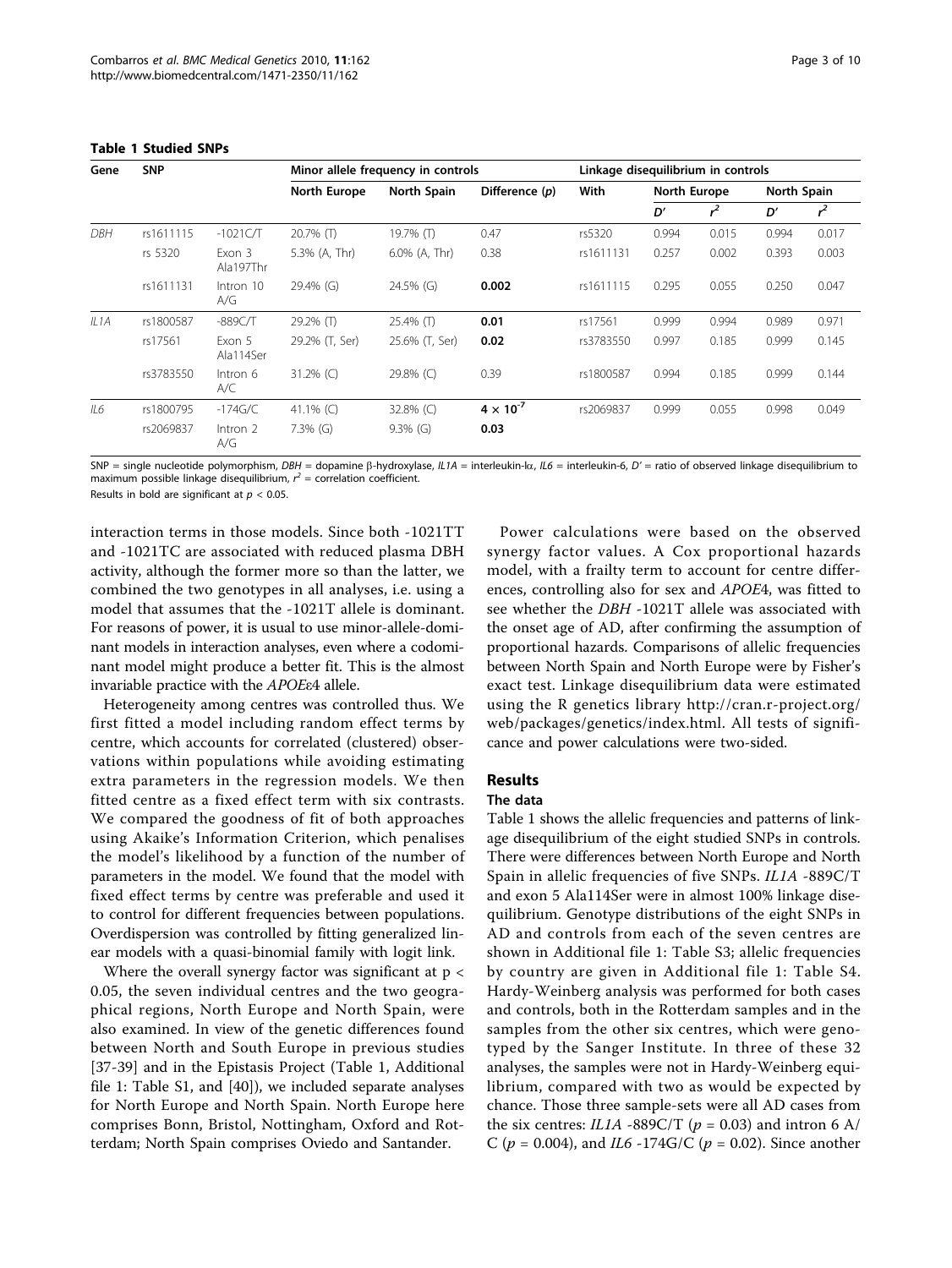**Table 1 Studied SNPs**

| Gene | SNP | | Minor allele frequency in controls | | | Linkage disequilibrium in controls | | | | |
|---|---|---|---|---|---|---|---|---|---|---|
| | | | North Europe | North Spain | Difference ($p$) | With | North Europe | | North Spain | |
| | | | | | | | $D'$ | $r^2$ | $D'$ | $r^2$ |
| *DBH* | rs1611115 | -1021C/T | 20.7% (T) | 19.7% (T) | 0.47 | rs5320 | 0.994 | 0.015 | 0.994 | 0.017 |
| | rs 5320 | Exon 3 Ala197Thr | 5.3% (A, Thr) | 6.0% (A, Thr) | 0.38 | rs1611131 | 0.257 | 0.002 | 0.393 | 0.003 |
| | rs1611131 | Intron 10 A/G | 29.4% (G) | 24.5% (G) | **0.002** | rs1611115 | 0.295 | 0.055 | 0.250 | 0.047 |
| *IL1A* | rs1800587 | -889C/T | 29.2% (T) | 25.4% (T) | **0.01** | rs17561 | 0.999 | 0.994 | 0.989 | 0.971 |
| | rs17561 | Exon 5 Ala114Ser | 29.2% (T, Ser) | 25.6% (T, Ser) | **0.02** | rs3783550 | 0.997 | 0.185 | 0.999 | 0.145 |
| | rs3783550 | Intron 6 A/C | 31.2% (C) | 29.8% (C) | 0.39 | rs1800587 | 0.994 | 0.185 | 0.999 | 0.144 |
| *IL6* | rs1800795 | -174G/C | 41.1% (C) | 32.8% (C) | $\mathbf{4 \times 10^{-7}}$ | rs2069837 | 0.999 | 0.055 | 0.998 | 0.049 |
| | rs2069837 | Intron 2 A/G | 7.3% (G) | 9.3% (G) | **0.03** | | | | | |

SNP = single nucleotide polymorphism, *DBH* = dopamine β-hydroxylase, *IL1A* = interleukin-lα, *IL6* = interleukin-6, $D'$ = ratio of observed linkage disequilibrium to maximum possible linkage disequilibrium, $r^2$ = correlation coefficient.

Results in bold are significant at $p < 0.05$.

interaction terms in those models. Since both -1021TT and -1021TC are associated with reduced plasma DBH activity, although the former more so than the latter, we combined the two genotypes in all analyses, i.e. using a model that assumes that the -1021T allele is dominant. For reasons of power, it is usual to use minor-allele-dominant models in interaction analyses, even where a codominant model might produce a better fit. This is the almost invariable practice with the *APOE*ε4 allele.

Heterogeneity among centres was controlled thus. We first fitted a model including random effect terms by centre, which accounts for correlated (clustered) observations within populations while avoiding estimating extra parameters in the regression models. We then fitted centre as a fixed effect term with six contrasts. We compared the goodness of fit of both approaches using Akaike's Information Criterion, which penalises the model's likelihood by a function of the number of parameters in the model. We found that the model with fixed effect terms by centre was preferable and used it to control for different frequencies between populations. Overdispersion was controlled by fitting generalized linear models with a quasi-binomial family with logit link.

Where the overall synergy factor was significant at $p < 0.05$, the seven individual centres and the two geographical regions, North Europe and North Spain, were also examined. In view of the genetic differences found between North and South Europe in previous studies [37-39] and in the Epistasis Project (Table 1, Additional file 1: Table S1, and [40]), we included separate analyses for North Europe and North Spain. North Europe here comprises Bonn, Bristol, Nottingham, Oxford and Rotterdam; North Spain comprises Oviedo and Santander.

Power calculations were based on the observed synergy factor values. A Cox proportional hazards model, with a frailty term to account for centre differences, controlling also for sex and *APOE*4, was fitted to see whether the *DBH* -1021T allele was associated with the onset age of AD, after confirming the assumption of proportional hazards. Comparisons of allelic frequencies between North Spain and North Europe were by Fisher's exact test. Linkage disequilibrium data were estimated using the R genetics library http://cran.r-project.org/web/packages/genetics/index.html. All tests of significance and power calculations were two-sided.

## Results

### The data

Table 1 shows the allelic frequencies and patterns of linkage disequilibrium of the eight studied SNPs in controls. There were differences between North Europe and North Spain in allelic frequencies of five SNPs. *IL1A* -889C/T and exon 5 Ala114Ser were in almost 100% linkage disequilibrium. Genotype distributions of the eight SNPs in AD and controls from each of the seven centres are shown in Additional file 1: Table S3; allelic frequencies by country are given in Additional file 1: Table S4. Hardy-Weinberg analysis was performed for both cases and controls, both in the Rotterdam samples and in the samples from the other six centres, which were genotyped by the Sanger Institute. In three of these 32 analyses, the samples were not in Hardy-Weinberg equilibrium, compared with two as would be expected by chance. Those three sample-sets were all AD cases from the six centres: *IL1A* -889C/T ($p = 0.03$) and intron 6 A/C ($p = 0.004$), and *IL6* -174G/C ($p = 0.02$). Since another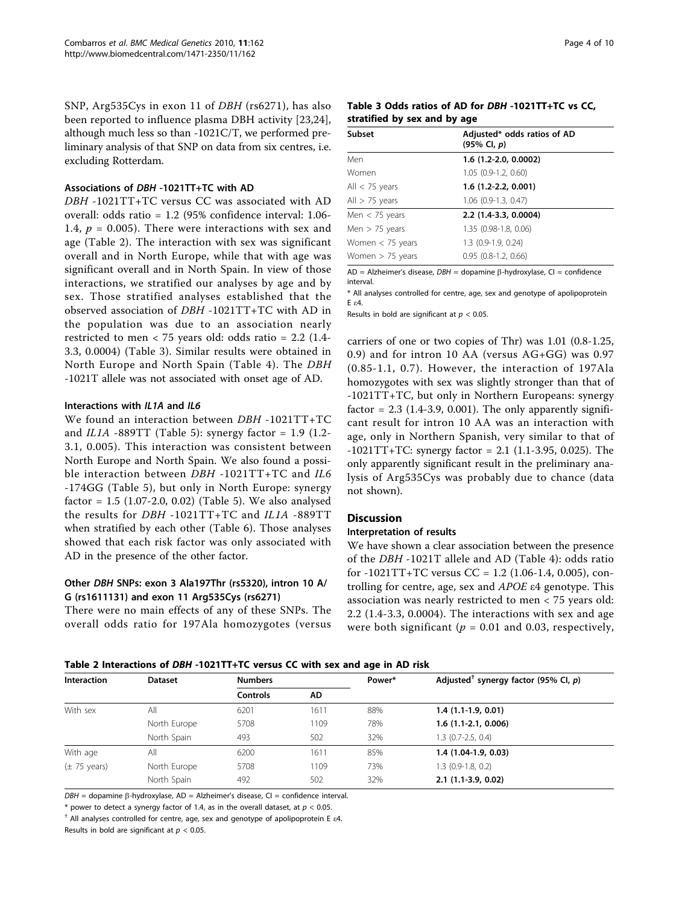SNP, Arg535Cys in exon 11 of *DBH* (rs6271), has also been reported to influence plasma DBH activity [23,24], although much less so than -1021C/T, we performed preliminary analysis of that SNP on data from six centres, i.e. excluding Rotterdam.

### Associations of *DBH* -1021TT+TC with AD

*DBH* -1021TT+TC versus CC was associated with AD overall: odds ratio = 1.2 (95% confidence interval: 1.06-1.4, $p$ = 0.005). There were interactions with sex and age (Table 2). The interaction with sex was significant overall and in North Europe, while that with age was significant overall and in North Spain. In view of those interactions, we stratified our analyses by age and by sex. Those stratified analyses established that the observed association of *DBH* -1021TT+TC with AD in the population was due to an association nearly restricted to men < 75 years old: odds ratio = 2.2 (1.4-3.3, 0.0004) (Table 3). Similar results were obtained in North Europe and North Spain (Table 4). The *DBH* -1021T allele was not associated with onset age of AD.

### Interactions with *IL1A* and *IL6*

We found an interaction between *DBH* -1021TT+TC and *IL1A* -889TT (Table 5): synergy factor = 1.9 (1.2-3.1, 0.005). This interaction was consistent between North Europe and North Spain. We also found a possible interaction between *DBH* -1021TT+TC and *IL6* -174GG (Table 5), but only in North Europe: synergy factor = 1.5 (1.07-2.0, 0.02) (Table 5). We also analysed the results for *DBH* -1021TT+TC and *IL1A* -889TT when stratified by each other (Table 6). Those analyses showed that each risk factor was only associated with AD in the presence of the other factor.

### Other *DBH* SNPs: exon 3 Ala197Thr (rs5320), intron 10 A/G (rs1611131) and exon 11 Arg535Cys (rs6271)

There were no main effects of any of these SNPs. The overall odds ratio for 197Ala homozygotes (versus carriers of one or two copies of Thr) was 1.01 (0.8-1.25, 0.9) and for intron 10 AA (versus AG+GG) was 0.97 (0.85-1.1, 0.7). However, the interaction of 197Ala homozygotes with sex was slightly stronger than that of -1021TT+TC, but only in Northern Europeans: synergy factor = 2.3 (1.4-3.9, 0.001). The only apparently significant result for intron 10 AA was an interaction with age, only in Northern Spanish, very similar to that of -1021TT+TC: synergy factor = 2.1 (1.1-3.95, 0.025). The only apparently significant result in the preliminary analysis of Arg535Cys was probably due to chance (data not shown).

**Table 3 Odds ratios of AD for *DBH* -1021TT+TC vs CC, stratified by sex and by age**

| Subset | Adjusted* odds ratios of AD (95% CI, $p$) |
|---|---|
| Men | **1.6 (1.2-2.0, 0.0002)** |
| Women | 1.05 (0.9-1.2, 0.60) |
| All < 75 years | **1.6 (1.2-2.2, 0.001)** |
| All > 75 years | 1.06 (0.9-1.3, 0.47) |
| Men < 75 years | **2.2 (1.4-3.3, 0.0004)** |
| Men > 75 years | 1.35 (0.98-1.8, 0.06) |
| Women < 75 years | 1.3 (0.9-1.9, 0.24) |
| Women > 75 years | 0.95 (0.8-1.2, 0.66) |

AD = Alzheimer's disease, *DBH* = dopamine β-hydroxylase, CI = confidence interval.

\* All analyses controlled for centre, age, sex and genotype of apolipoprotein E ε4.

Results in bold are significant at $p < 0.05$.

## Discussion

### Interpretation of results

We have shown a clear association between the presence of the *DBH* -1021T allele and AD (Table 4): odds ratio for -1021TT+TC versus CC = 1.2 (1.06-1.4, 0.005), controlling for centre, age, sex and *APOE* ε4 genotype. This association was nearly restricted to men < 75 years old: 2.2 (1.4-3.3, 0.0004). The interactions with sex and age were both significant ($p$ = 0.01 and 0.03, respectively,

**Table 2 Interactions of *DBH* -1021TT+TC versus CC with sex and age in AD risk**

| Interaction | Dataset | Numbers | | Power* | Adjusted† synergy factor (95% CI, $p$) |
|---|---|---|---|---|---|
| | | Controls | AD | | |
| With sex | All | 6201 | 1611 | 88% | **1.4 (1.1-1.9, 0.01)** |
| | North Europe | 5708 | 1109 | 78% | **1.6 (1.1-2.1, 0.006)** |
| | North Spain | 493 | 502 | 32% | 1.3 (0.7-2.5, 0.4) |
| With age | All | 6200 | 1611 | 85% | **1.4 (1.04-1.9, 0.03)** |
| (± 75 years) | North Europe | 5708 | 1109 | 73% | 1.3 (0.9-1.8, 0.2) |
| | North Spain | 492 | 502 | 32% | **2.1 (1.1-3.9, 0.02)** |

*DBH* = dopamine β-hydroxylase, AD = Alzheimer's disease, CI = confidence interval.

\* power to detect a synergy factor of 1.4, as in the overall dataset, at $p < 0.05$.

† All analyses controlled for centre, age, sex and genotype of apolipoprotein E ε4.

Results in bold are significant at $p < 0.05$.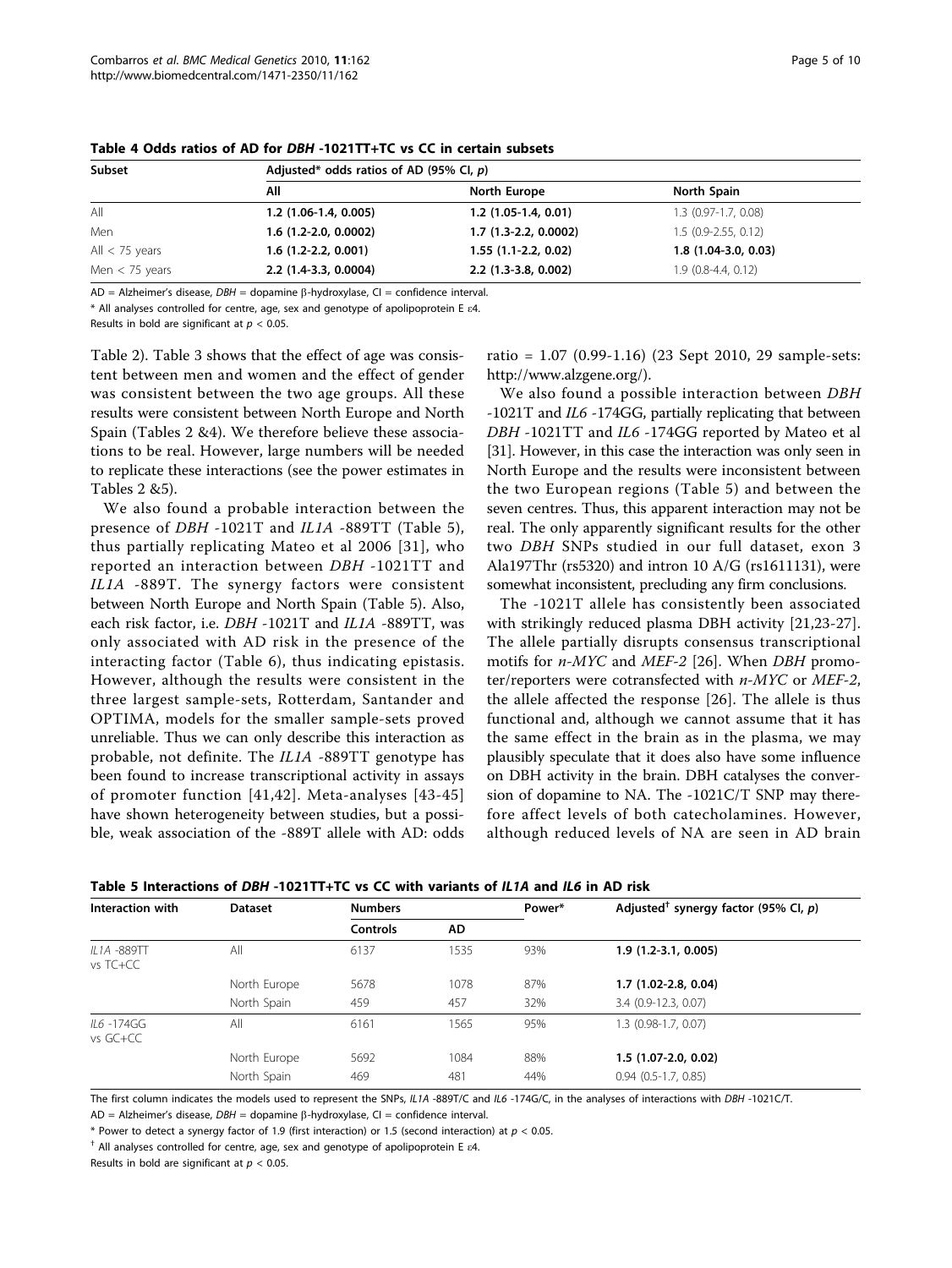**Table 4 Odds ratios of AD for *DBH* -1021TT+TC vs CC in certain subsets**

| Subset | Adjusted* odds ratios of AD (95% CI, *p*) | | |
|---|---|---|---|
| | All | North Europe | North Spain |
| All | **1.2 (1.06-1.4, 0.005)** | **1.2 (1.05-1.4, 0.01)** | 1.3 (0.97-1.7, 0.08) |
| Men | **1.6 (1.2-2.0, 0.0002)** | **1.7 (1.3-2.2, 0.0002)** | 1.5 (0.9-2.55, 0.12) |
| All < 75 years | **1.6 (1.2-2.2, 0.001)** | **1.55 (1.1-2.2, 0.02)** | **1.8 (1.04-3.0, 0.03)** |
| Men < 75 years | **2.2 (1.4-3.3, 0.0004)** | **2.2 (1.3-3.8, 0.002)** | 1.9 (0.8-4.4, 0.12) |

AD = Alzheimer's disease, *DBH* = dopamine β-hydroxylase, CI = confidence interval.

\* All analyses controlled for centre, age, sex and genotype of apolipoprotein E ε4.

Results in bold are significant at $p < 0.05$.

Table 2). Table 3 shows that the effect of age was consistent between men and women and the effect of gender was consistent between the two age groups. All these results were consistent between North Europe and North Spain (Tables 2 &4). We therefore believe these associations to be real. However, large numbers will be needed to replicate these interactions (see the power estimates in Tables 2 &5).

We also found a probable interaction between the presence of *DBH* -1021T and *IL1A* -889TT (Table 5), thus partially replicating Mateo et al 2006 [31], who reported an interaction between *DBH* -1021TT and *IL1A* -889T. The synergy factors were consistent between North Europe and North Spain (Table 5). Also, each risk factor, i.e. *DBH* -1021T and *IL1A* -889TT, was only associated with AD risk in the presence of the interacting factor (Table 6), thus indicating epistasis. However, although the results were consistent in the three largest sample-sets, Rotterdam, Santander and OPTIMA, models for the smaller sample-sets proved unreliable. Thus we can only describe this interaction as probable, not definite. The *IL1A* -889TT genotype has been found to increase transcriptional activity in assays of promoter function [41,42]. Meta-analyses [43-45] have shown heterogeneity between studies, but a possible, weak association of the -889T allele with AD: odds ratio = 1.07 (0.99-1.16) (23 Sept 2010, 29 sample-sets: http://www.alzgene.org/).

We also found a possible interaction between *DBH* -1021T and *IL6* -174GG, partially replicating that between *DBH* -1021TT and *IL6* -174GG reported by Mateo et al [31]. However, in this case the interaction was only seen in North Europe and the results were inconsistent between the two European regions (Table 5) and between the seven centres. Thus, this apparent interaction may not be real. The only apparently significant results for the other two *DBH* SNPs studied in our full dataset, exon 3 Ala197Thr (rs5320) and intron 10 A/G (rs1611131), were somewhat inconsistent, precluding any firm conclusions.

The -1021T allele has consistently been associated with strikingly reduced plasma DBH activity [21,23-27]. The allele partially disrupts consensus transcriptional motifs for *n-MYC* and *MEF-2* [26]. When *DBH* promoter/reporters were cotransfected with *n-MYC* or *MEF-2*, the allele affected the response [26]. The allele is thus functional and, although we cannot assume that it has the same effect in the brain as in the plasma, we may plausibly speculate that it does also have some influence on DBH activity in the brain. DBH catalyses the conversion of dopamine to NA. The -1021C/T SNP may therefore affect levels of both catecholamines. However, although reduced levels of NA are seen in AD brain

**Table 5 Interactions of *DBH* -1021TT+TC vs CC with variants of *IL1A* and *IL6* in AD risk**

| Interaction with | Dataset | Numbers | | Power* | Adjusted† synergy factor (95% CI, *p*) |
|---|---|---|---|---|---|
| | | Controls | AD | | |
| *IL1A* -889TT vs TC+CC | All | 6137 | 1535 | 93% | **1.9 (1.2-3.1, 0.005)** |
| | North Europe | 5678 | 1078 | 87% | **1.7 (1.02-2.8, 0.04)** |
| | North Spain | 459 | 457 | 32% | 3.4 (0.9-12.3, 0.07) |
| *IL6* -174GG vs GC+CC | All | 6161 | 1565 | 95% | 1.3 (0.98-1.7, 0.07) |
| | North Europe | 5692 | 1084 | 88% | **1.5 (1.07-2.0, 0.02)** |
| | North Spain | 469 | 481 | 44% | 0.94 (0.5-1.7, 0.85) |

The first column indicates the models used to represent the SNPs, *IL1A* -889T/C and *IL6* -174G/C, in the analyses of interactions with *DBH* -1021C/T.

AD = Alzheimer's disease, *DBH* = dopamine β-hydroxylase, CI = confidence interval.

\* Power to detect a synergy factor of 1.9 (first interaction) or 1.5 (second interaction) at $p < 0.05$.

† All analyses controlled for centre, age, sex and genotype of apolipoprotein E ε4.

Results in bold are significant at $p < 0.05$.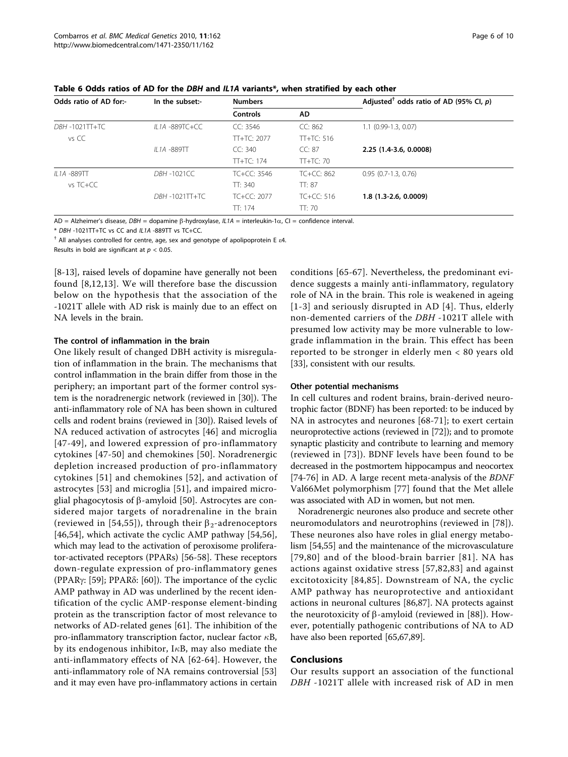**Table 6 Odds ratios of AD for the *DBH* and *IL1A* variants*, when stratified by each other**

| Odds ratio of AD for:- | In the subset:- | Numbers | | Adjusted[†] odds ratio of AD (95% CI, *p*) |
|---|---|---|---|---|
| | | Controls | AD | |
| *DBH* -1021TT+TC | *IL1A* -889TC+CC | CC: 3546 | CC: 862 | 1.1 (0.99-1.3, 0.07) |
| vs CC | | TT+TC: 2077 | TT+TC: 516 | |
| | *IL1A* -889TT | CC: 340 | CC: 87 | **2.25 (1.4-3.6, 0.0008)** |
| | | TT+TC: 174 | TT+TC: 70 | |
| *IL1A* -889TT | *DBH* -1021CC | TC+CC: 3546 | TC+CC: 862 | 0.95 (0.7-1.3, 0.76) |
| vs TC+CC | | TT: 340 | TT: 87 | |
| | *DBH* -1021TT+TC | TC+CC: 2077 | TC+CC: 516 | **1.8 (1.3-2.6, 0.0009)** |
| | | TT: 174 | TT: 70 | |

AD = Alzheimer's disease, *DBH* = dopamine β-hydroxylase, *IL1A* = interleukin-1α, CI = confidence interval.

\* *DBH* -1021TT+TC vs CC and *IL1A* -889TT vs TC+CC.

[†] All analyses controlled for centre, age, sex and genotype of apolipoprotein E ε4.

Results in bold are significant at $p < 0.05$.

[8-13], raised levels of dopamine have generally not been found [8,12,13]. We will therefore base the discussion below on the hypothesis that the association of the -1021T allele with AD risk is mainly due to an effect on NA levels in the brain.

### The control of inflammation in the brain

One likely result of changed DBH activity is misregulation of inflammation in the brain. The mechanisms that control inflammation in the brain differ from those in the periphery; an important part of the former control system is the noradrenergic network (reviewed in [30]). The anti-inflammatory role of NA has been shown in cultured cells and rodent brains (reviewed in [30]). Raised levels of NA reduced activation of astrocytes [46] and microglia [47-49], and lowered expression of pro-inflammatory cytokines [47-50] and chemokines [50]. Noradrenergic depletion increased production of pro-inflammatory cytokines [51] and chemokines [52], and activation of astrocytes [53] and microglia [51], and impaired microglial phagocytosis of β-amyloid [50]. Astrocytes are considered major targets of noradrenaline in the brain (reviewed in [54,55]), through their $\beta_2$-adrenoceptors [46,54], which activate the cyclic AMP pathway [54,56], which may lead to the activation of peroxisome proliferator-activated receptors (PPARs) [56-58]. These receptors down-regulate expression of pro-inflammatory genes (PPARγ: [59]; PPARδ: [60]). The importance of the cyclic AMP pathway in AD was underlined by the recent identification of the cyclic AMP-response element-binding protein as the transcription factor of most relevance to networks of AD-related genes [61]. The inhibition of the pro-inflammatory transcription factor, nuclear factor κB, by its endogenous inhibitor, IκB, may also mediate the anti-inflammatory effects of NA [62-64]. However, the anti-inflammatory role of NA remains controversial [53] and it may even have pro-inflammatory actions in certain conditions [65-67]. Nevertheless, the predominant evidence suggests a mainly anti-inflammatory, regulatory role of NA in the brain. This role is weakened in ageing [1-3] and seriously disrupted in AD [4]. Thus, elderly non-demented carriers of the *DBH* -1021T allele with presumed low activity may be more vulnerable to low-grade inflammation in the brain. This effect has been reported to be stronger in elderly men < 80 years old [33], consistent with our results.

### Other potential mechanisms

In cell cultures and rodent brains, brain-derived neurotrophic factor (BDNF) has been reported: to be induced by NA in astrocytes and neurones [68-71]; to exert certain neuroprotective actions (reviewed in [72]); and to promote synaptic plasticity and contribute to learning and memory (reviewed in [73]). BDNF levels have been found to be decreased in the postmortem hippocampus and neocortex [74-76] in AD. A large recent meta-analysis of the *BDNF* Val66Met polymorphism [77] found that the Met allele was associated with AD in women, but not men.

Noradrenergic neurones also produce and secrete other neuromodulators and neurotrophins (reviewed in [78]). These neurones also have roles in glial energy metabolism [54,55] and the maintenance of the microvasculature [79,80] and of the blood-brain barrier [81]. NA has actions against oxidative stress [57,82,83] and against excitotoxicity [84,85]. Downstream of NA, the cyclic AMP pathway has neuroprotective and antioxidant actions in neuronal cultures [86,87]. NA protects against the neurotoxicity of β-amyloid (reviewed in [88]). However, potentially pathogenic contributions of NA to AD have also been reported [65,67,89].

## Conclusions

Our results support an association of the functional *DBH* -1021T allele with increased risk of AD in men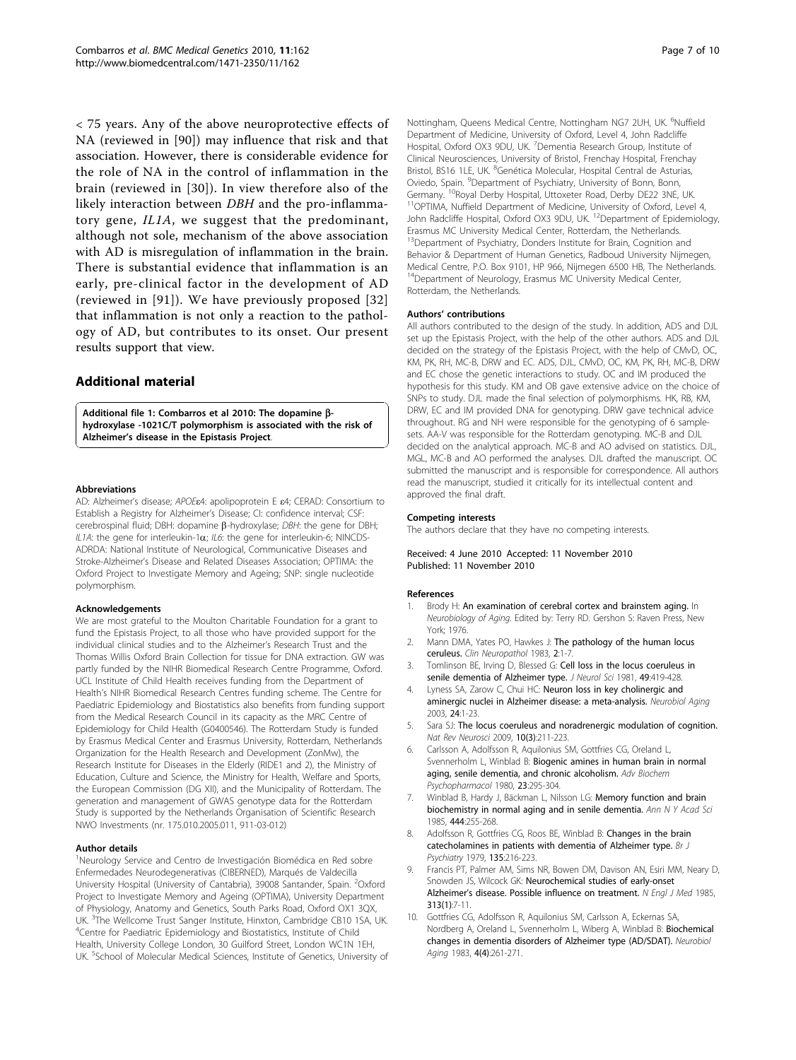< 75 years. Any of the above neuroprotective effects of NA (reviewed in [90]) may influence that risk and that association. However, there is considerable evidence for the role of NA in the control of inflammation in the brain (reviewed in [30]). In view therefore also of the likely interaction between *DBH* and the pro-inflammatory gene, *IL1A*, we suggest that the predominant, although not sole, mechanism of the above association with AD is misregulation of inflammation in the brain. There is substantial evidence that inflammation is an early, pre-clinical factor in the development of AD (reviewed in [91]). We have previously proposed [32] that inflammation is not only a reaction to the pathology of AD, but contributes to its onset. Our present results support that view.

## Additional material

**Additional file 1: Combarros et al 2010: The dopamine β-hydroxylase -1021C/T polymorphism is associated with the risk of Alzheimer's disease in the Epistasis Project**.

#### Abbreviations

AD: Alzheimer's disease; *APOEε4*: apolipoprotein E ε4; CERAD: Consortium to Establish a Registry for Alzheimer's Disease; CI: confidence interval; CSF: cerebrospinal fluid; DBH: dopamine β-hydroxylase; *DBH*: the gene for DBH; *IL1A*: the gene for interleukin-1α; *IL6*: the gene for interleukin-6; NINCDS-ADRDA: National Institute of Neurological, Communicative Diseases and Stroke-Alzheimer's Disease and Related Diseases Association; OPTIMA: the Oxford Project to Investigate Memory and Ageing; SNP: single nucleotide polymorphism.

#### Acknowledgements

We are most grateful to the Moulton Charitable Foundation for a grant to fund the Epistasis Project, to all those who have provided support for the individual clinical studies and to the Alzheimer's Research Trust and the Thomas Willis Oxford Brain Collection for tissue for DNA extraction. GW was partly funded by the NIHR Biomedical Research Centre Programme, Oxford. UCL Institute of Child Health receives funding from the Department of Health's NIHR Biomedical Research Centres funding scheme. The Centre for Paediatric Epidemiology and Biostatistics also benefits from funding support from the Medical Research Council in its capacity as the MRC Centre of Epidemiology for Child Health (G0400546). The Rotterdam Study is funded by Erasmus Medical Center and Erasmus University, Rotterdam, Netherlands Organization for the Health Research and Development (ZonMw), the Research Institute for Diseases in the Elderly (RIDE1 and 2), the Ministry of Education, Culture and Science, the Ministry for Health, Welfare and Sports, the European Commission (DG XII), and the Municipality of Rotterdam. The generation and management of GWAS genotype data for the Rotterdam Study is supported by the Netherlands Organisation of Scientific Research NWO Investments (nr. 175.010.2005.011, 911-03-012)

#### Author details

[1]Neurology Service and Centro de Investigación Biomédica en Red sobre Enfermedades Neurodegenerativas (CIBERNED), Marqués de Valdecilla University Hospital (University of Cantabria), 39008 Santander, Spain. [2]Oxford Project to Investigate Memory and Ageing (OPTIMA), University Department of Physiology, Anatomy and Genetics, South Parks Road, Oxford OX1 3QX, UK. [3]The Wellcome Trust Sanger Institute, Hinxton, Cambridge CB10 1SA, UK. [4]Centre for Paediatric Epidemiology and Biostatistics, Institute of Child Health, University College London, 30 Guilford Street, London WC1N 1EH, UK. [5]School of Molecular Medical Sciences, Institute of Genetics, University of Nottingham, Queens Medical Centre, Nottingham NG7 2UH, UK. [6]Nuffield Department of Medicine, University of Oxford, Level 4, John Radcliffe Hospital, Oxford OX3 9DU, UK. [7]Dementia Research Group, Institute of Clinical Neurosciences, University of Bristol, Frenchay Hospital, Frenchay Bristol, BS16 1LE, UK. [8]Genética Molecular, Hospital Central de Asturias, Oviedo, Spain. [9]Department of Psychiatry, University of Bonn, Bonn, Germany. [10]Royal Derby Hospital, Uttoxeter Road, Derby DE22 3NE, UK. [11]OPTIMA, Nuffield Department of Medicine, University of Oxford, Level 4, John Radcliffe Hospital, Oxford OX3 9DU, UK. [12]Department of Epidemiology, Erasmus MC University Medical Center, Rotterdam, the Netherlands. [13]Department of Psychiatry, Donders Institute for Brain, Cognition and Behavior & Department of Human Genetics, Radboud University Nijmegen, Medical Centre, P.O. Box 9101, HP 966, Nijmegen 6500 HB, The Netherlands. [14]Department of Neurology, Erasmus MC University Medical Center, Rotterdam, the Netherlands.

#### Authors' contributions

All authors contributed to the design of the study. In addition, ADS and DJL set up the Epistasis Project, with the help of the other authors. ADS and DJL decided on the strategy of the Epistasis Project, with the help of CMvD, OC, KM, PK, RH, MC-B, DRW and EC. ADS, DJL, CMvD, OC, KM, PK, RH, MC-B, DRW and EC chose the genetic interactions to study. OC and IM produced the hypothesis for this study. KM and OB gave extensive advice on the choice of SNPs to study. DJL made the final selection of polymorphisms. HK, RB, KM, DRW, EC and IM provided DNA for genotyping. DRW gave technical advice throughout. RG and NH were responsible for the genotyping of 6 sample-sets. AA-V was responsible for the Rotterdam genotyping. MC-B and DJL decided on the analytical approach. MC-B and AO advised on statistics. DJL, MGL, MC-B and AO performed the analyses. DJL drafted the manuscript. OC submitted the manuscript and is responsible for correspondence. All authors read the manuscript, studied it critically for its intellectual content and approved the final draft.

#### Competing interests

The authors declare that they have no competing interests.

Received: 4 June 2010 Accepted: 11 November 2010
Published: 11 November 2010

#### References

1. Brody H: **An examination of cerebral cortex and brainstem aging.** In *Neurobiology of Aging.* Edited by: Terry RD. Gershon S: Raven Press, New York; 1976.
2. Mann DMA, Yates PO, Hawkes J: **The pathology of the human locus ceruleus.** *Clin Neuropathol* 1983, **2**:1-7.
3. Tomlinson BE, Irving D, Blessed G: **Cell loss in the locus coeruleus in senile dementia of Alzheimer type.** *J Neurol Sci* 1981, **49**:419-428.
4. Lyness SA, Zarow C, Chui HC: **Neuron loss in key cholinergic and aminergic nuclei in Alzheimer disease: a meta-analysis.** *Neurobiol Aging* 2003, **24**:1-23.
5. Sara SJ: **The locus coeruleus and noradrenergic modulation of cognition.** *Nat Rev Neurosci* 2009, **10(3)**:211-223.
6. Carlsson A, Adolfsson R, Aquilonius SM, Gottfries CG, Oreland L, Svennerholm L, Winblad B: **Biogenic amines in human brain in normal aging, senile dementia, and chronic alcoholism.** *Adv Biochem Psychopharmacol* 1980, **23**:295-304.
7. Winblad B, Hardy J, Bäckman L, Nilsson LG: **Memory function and brain biochemistry in normal aging and in senile dementia.** *Ann N Y Acad Sci* 1985, **444**:255-268.
8. Adolfsson R, Gottfries CG, Roos BE, Winblad B: **Changes in the brain catecholamines in patients with dementia of Alzheimer type.** *Br J Psychiatry* 1979, **135**:216-223.
9. Francis PT, Palmer AM, Sims NR, Bowen DM, Davison AN, Esiri MM, Neary D, Snowden JS, Wilcock GK: **Neurochemical studies of early-onset Alzheimer's disease. Possible influence on treatment.** *N Engl J Med* 1985, **313(1)**:7-11.
10. Gottfries CG, Adolfsson R, Aquilonius SM, Carlsson A, Eckernas SA, Nordberg A, Oreland L, Svennerholm L, Wiberg A, Winblad B: **Biochemical changes in dementia disorders of Alzheimer type (AD/SDAT).** *Neurobiol Aging* 1983, **4(4)**:261-271.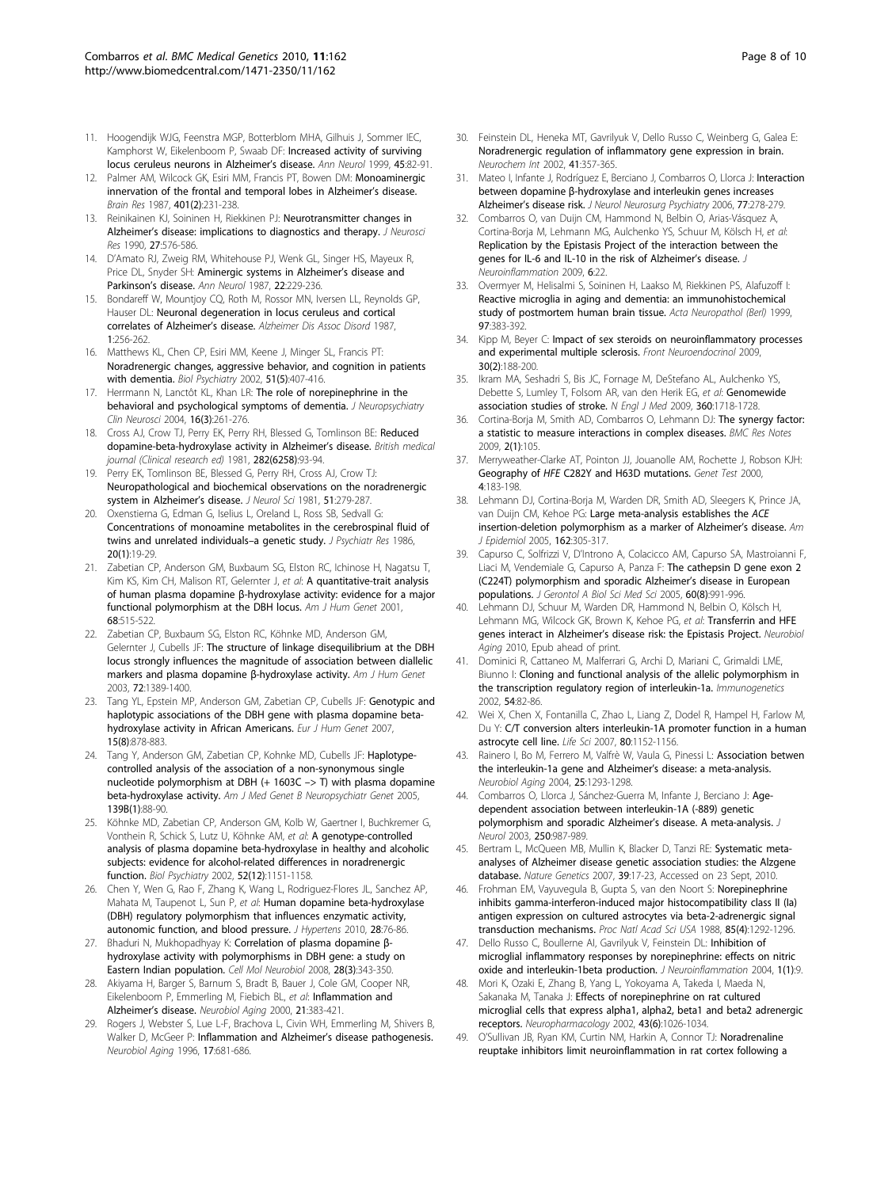11. Hoogendijk WJG, Feenstra MGP, Botterblom MHA, Gilhuis J, Sommer IEC, Kamphorst W, Eikelenboom P, Swaab DF: **Increased activity of surviving locus ceruleus neurons in Alzheimer's disease.** *Ann Neurol* 1999, **45**:82-91.
12. Palmer AM, Wilcock GK, Esiri MM, Francis PT, Bowen DM: **Monoaminergic innervation of the frontal and temporal lobes in Alzheimer's disease.** *Brain Res* 1987, **401(2)**:231-238.
13. Reinikainen KJ, Soininen H, Riekkinen PJ: **Neurotransmitter changes in Alzheimer's disease: implications to diagnostics and therapy.** *J Neurosci Res* 1990, **27**:576-586.
14. D'Amato RJ, Zweig RM, Whitehouse PJ, Wenk GL, Singer HS, Mayeux R, Price DL, Snyder SH: **Aminergic systems in Alzheimer's disease and Parkinson's disease.** *Ann Neurol* 1987, **22**:229-236.
15. Bondareff W, Mountjoy CQ, Roth M, Rossor MN, Iversen LL, Reynolds GP, Hauser DL: **Neuronal degeneration in locus ceruleus and cortical correlates of Alzheimer's disease.** *Alzheimer Dis Assoc Disord* 1987, **1**:256-262.
16. Matthews KL, Chen CP, Esiri MM, Keene J, Minger SL, Francis PT: **Noradrenergic changes, aggressive behavior, and cognition in patients with dementia.** *Biol Psychiatry* 2002, **51(5)**:407-416.
17. Herrmann N, Lanctôt KL, Khan LR: **The role of norepinephrine in the behavioral and psychological symptoms of dementia.** *J Neuropsychiatry Clin Neurosci* 2004, **16(3)**:261-276.
18. Cross AJ, Crow TJ, Perry EK, Perry RH, Blessed G, Tomlinson BE: **Reduced dopamine-beta-hydroxylase activity in Alzheimer's disease.** *British medical journal (Clinical research ed)* 1981, **282(6258)**:93-94.
19. Perry EK, Tomlinson BE, Blessed G, Perry RH, Cross AJ, Crow TJ: **Neuropathological and biochemical observations on the noradrenergic system in Alzheimer's disease.** *J Neurol Sci* 1981, **51**:279-287.
20. Oxenstierna G, Edman G, Iselius L, Oreland L, Ross SB, Sedvall G: **Concentrations of monoamine metabolites in the cerebrospinal fluid of twins and unrelated individuals–a genetic study.** *J Psychiatr Res* 1986, **20(1)**:19-29.
21. Zabetian CP, Anderson GM, Buxbaum SG, Elston RC, Ichinose H, Nagatsu T, Kim KS, Kim CH, Malison RT, Gelernter J, *et al*: **A quantitative-trait analysis of human plasma dopamine β-hydroxylase activity: evidence for a major functional polymorphism at the DBH locus.** *Am J Hum Genet* 2001, **68**:515-522.
22. Zabetian CP, Buxbaum SG, Elston RC, Köhnke MD, Anderson GM, Gelernter J, Cubells JF: **The structure of linkage disequilibrium at the DBH locus strongly influences the magnitude of association between diallelic markers and plasma dopamine β-hydroxylase activity.** *Am J Hum Genet* 2003, **72**:1389-1400.
23. Tang YL, Epstein MP, Anderson GM, Zabetian CP, Cubells JF: **Genotypic and haplotypic associations of the DBH gene with plasma dopamine beta-hydroxylase activity in African Americans.** *Eur J Hum Genet* 2007, **15(8)**:878-883.
24. Tang Y, Anderson GM, Zabetian CP, Kohnke MD, Cubells JF: **Haplotype-controlled analysis of the association of a non-synonymous single nucleotide polymorphism at DBH (+ 1603C –> T) with plasma dopamine beta-hydroxylase activity.** *Am J Med Genet B Neuropsychiatr Genet* 2005, **139B(1)**:88-90.
25. Köhnke MD, Zabetian CP, Anderson GM, Kolb W, Gaertner I, Buchkremer G, Vonthein R, Schick S, Lutz U, Köhnke AM, *et al*: **A genotype-controlled analysis of plasma dopamine beta-hydroxylase in healthy and alcoholic subjects: evidence for alcohol-related differences in noradrenergic function.** *Biol Psychiatry* 2002, **52(12)**:1151-1158.
26. Chen Y, Wen G, Rao F, Zhang K, Wang L, Rodriguez-Flores JL, Sanchez AP, Mahata M, Taupenot L, Sun P, *et al*: **Human dopamine beta-hydroxylase (DBH) regulatory polymorphism that influences enzymatic activity, autonomic function, and blood pressure.** *J Hypertens* 2010, **28**:76-86.
27. Bhaduri N, Mukhopadhyay K: **Correlation of plasma dopamine β-hydroxylase activity with polymorphisms in DBH gene: a study on Eastern Indian population.** *Cell Mol Neurobiol* 2008, **28(3)**:343-350.
28. Akiyama H, Barger S, Barnum S, Bradt B, Bauer J, Cole GM, Cooper NR, Eikelenboom P, Emmerling M, Fiebich BL, *et al*: **Inflammation and Alzheimer's disease.** *Neurobiol Aging* 2000, **21**:383-421.
29. Rogers J, Webster S, Lue L-F, Brachova L, Civin WH, Emmerling M, Shivers B, Walker D, McGeer P: **Inflammation and Alzheimer's disease pathogenesis.** *Neurobiol Aging* 1996, **17**:681-686.
30. Feinstein DL, Heneka MT, Gavrilyuk V, Dello Russo C, Weinberg G, Galea E: **Noradrenergic regulation of inflammatory gene expression in brain.** *Neurochem Int* 2002, **41**:357-365.
31. Mateo I, Infante J, Rodríguez E, Berciano J, Combarros O, Llorca J: **Interaction between dopamine β-hydroxylase and interleukin genes increases Alzheimer's disease risk.** *J Neurol Neurosurg Psychiatry* 2006, **77**:278-279.
32. Combarros O, van Duijn CM, Hammond N, Belbin O, Arias-Vásquez A, Cortina-Borja M, Lehmann MG, Aulchenko YS, Schuur M, Kölsch H, *et al*: **Replication by the Epistasis Project of the interaction between the genes for IL-6 and IL-10 in the risk of Alzheimer's disease.** *J Neuroinflammation* 2009, **6**:22.
33. Overmyer M, Helisalmi S, Soininen H, Laakso M, Riekkinen PS, Alafuzoff I: **Reactive microglia in aging and dementia: an immunohistochemical study of postmortem human brain tissue.** *Acta Neuropathol (Berl)* 1999, **97**:383-392.
34. Kipp M, Beyer C: **Impact of sex steroids on neuroinflammatory processes and experimental multiple sclerosis.** *Front Neuroendocrinol* 2009, **30(2)**:188-200.
35. Ikram MA, Seshadri S, Bis JC, Fornage M, DeStefano AL, Aulchenko YS, Debette S, Lumley T, Folsom AR, van den Herik EG, *et al*: **Genomewide association studies of stroke.** *N Engl J Med* 2009, **360**:1718-1728.
36. Cortina-Borja M, Smith AD, Combarros O, Lehmann DJ: **The synergy factor: a statistic to measure interactions in complex diseases.** *BMC Res Notes* 2009, **2(1)**:105.
37. Merryweather-Clarke AT, Pointon JJ, Jouanolle AM, Rochette J, Robson KJH: **Geography of *HFE* C282Y and H63D mutations.** *Genet Test* 2000, **4**:183-198.
38. Lehmann DJ, Cortina-Borja M, Warden DR, Smith AD, Sleegers K, Prince JA, van Duijn CM, Kehoe PG: **Large meta-analysis establishes the *ACE* insertion-deletion polymorphism as a marker of Alzheimer's disease.** *Am J Epidemiol* 2005, **162**:305-317.
39. Capurso C, Solfrizzi V, D'Introno A, Colacicco AM, Capurso SA, Mastroianni F, Liaci M, Vendemiale G, Capurso A, Panza F: **The cathepsin D gene exon 2 (C224T) polymorphism and sporadic Alzheimer's disease in European populations.** *J Gerontol A Biol Sci Med Sci* 2005, **60(8)**:991-996.
40. Lehmann DJ, Schuur M, Warden DR, Hammond N, Belbin O, Kölsch H, Lehmann MG, Wilcock GK, Brown K, Kehoe PG, *et al*: **Transferrin and HFE genes interact in Alzheimer's disease risk: the Epistasis Project.** *Neurobiol Aging* 2010, Epub ahead of print.
41. Dominici R, Cattaneo M, Malferrari G, Archi D, Mariani C, Grimaldi LME, Biunno I: **Cloning and functional analysis of the allelic polymorphism in the transcription regulatory region of interleukin-1a.** *Immunogenetics* 2002, **54**:82-86.
42. Wei X, Chen X, Fontanilla C, Zhao L, Liang Z, Dodel R, Hampel H, Farlow M, Du Y: **C/T conversion alters interleukin-1A promoter function in a human astrocyte cell line.** *Life Sci* 2007, **80**:1152-1156.
43. Rainero I, Bo M, Ferrero M, Valfrè W, Vaula G, Pinessi L: **Association betwen the interleukin-1a gene and Alzheimer's disease: a meta-analysis.** *Neurobiol Aging* 2004, **25**:1293-1298.
44. Combarros O, Llorca J, Sánchez-Guerra M, Infante J, Berciano J: **Age-dependent association between interleukin-1A (-889) genetic polymorphism and sporadic Alzheimer's disease. A meta-analysis.** *J Neurol* 2003, **250**:987-989.
45. Bertram L, McQueen MB, Mullin K, Blacker D, Tanzi RE: **Systematic meta-analyses of Alzheimer disease genetic association studies: the Alzgene database.** *Nature Genetics* 2007, **39**:17-23, Accessed on 23 Sept, 2010.
46. Frohman EM, Vayuvegula B, Gupta S, van den Noort S: **Norepinephrine inhibits gamma-interferon-induced major histocompatibility class II (Ia) antigen expression on cultured astrocytes via beta-2-adrenergic signal transduction mechanisms.** *Proc Natl Acad Sci USA* 1988, **85(4)**:1292-1296.
47. Dello Russo C, Boullerne AI, Gavrilyuk V, Feinstein DL: **Inhibition of microglial inflammatory responses by norepinephrine: effects on nitric oxide and interleukin-1beta production.** *J Neuroinflammation* 2004, **1(1)**:9.
48. Mori K, Ozaki E, Zhang B, Yang L, Yokoyama A, Takeda I, Maeda N, Sakanaka M, Tanaka J: **Effects of norepinephrine on rat cultured microglial cells that express alpha1, alpha2, beta1 and beta2 adrenergic receptors.** *Neuropharmacology* 2002, **43(6)**:1026-1034.
49. O'Sullivan JB, Ryan KM, Curtin NM, Harkin A, Connor TJ: **Noradrenaline reuptake inhibitors limit neuroinflammation in rat cortex following a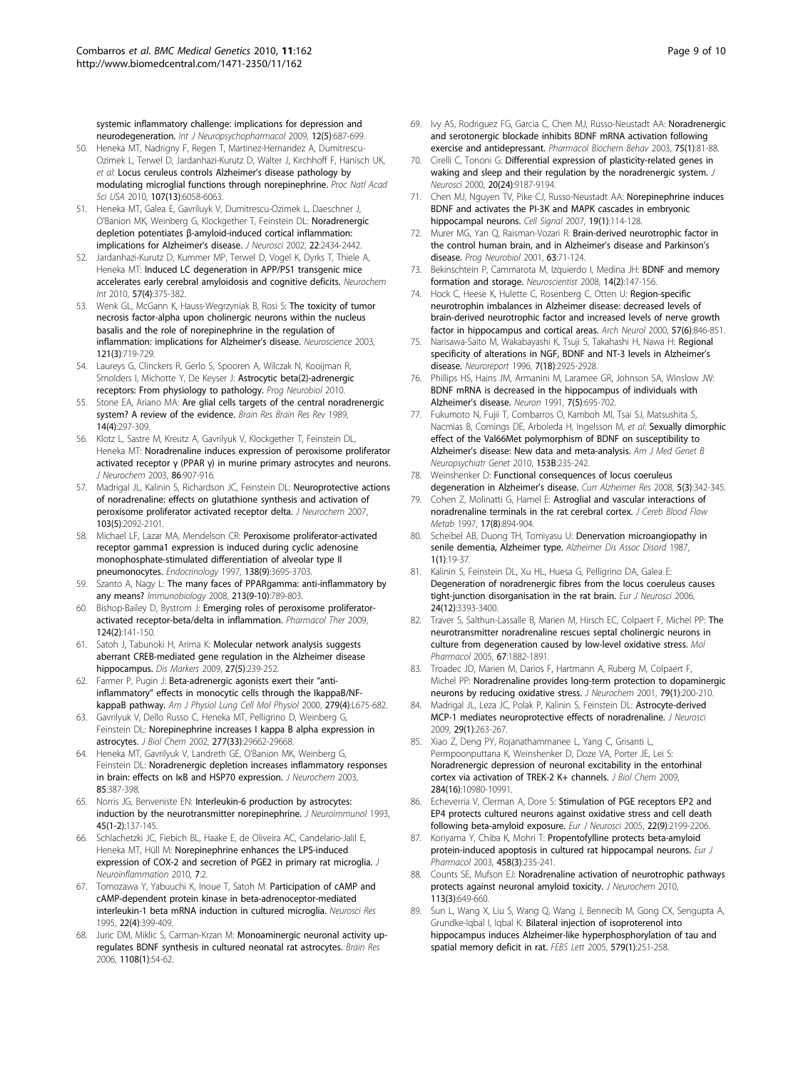systemic inflammatory challenge: implications for depression and neurodegeneration. *Int J Neuropsychopharmacol* 2009, 12(5):687-699.

50. Heneka MT, Nadrigny F, Regen T, Martinez-Hernandez A, Dumitrescu-Ozimek L, Terwel D, Jardanhazi-Kurutz D, Walter J, Kirchhoff F, Hanisch UK, *et al*: Locus ceruleus controls Alzheimer's disease pathology by modulating microglial functions through norepinephrine. *Proc Natl Acad Sci USA* 2010, 107(13):6058-6063.
51. Heneka MT, Galea E, Gavriluyk V, Dumitrescu-Ozimek L, Daeschner J, O'Banion MK, Weinberg G, Klockgether T, Feinstein DL: Noradrenergic depletion potentiates β-amyloid-induced cortical inflammation: implications for Alzheimer's disease. *J Neurosci* 2002, 22:2434-2442.
52. Jardanhazi-Kurutz D, Kummer MP, Terwel D, Vogel K, Dyrks T, Thiele A, Heneka MT: Induced LC degeneration in APP/PS1 transgenic mice accelerates early cerebral amyloidosis and cognitive deficits. *Neurochem Int* 2010, 57(4):375-382.
53. Wenk GL, McGann K, Hauss-Wegrzyniak B, Rosi S: The toxicity of tumor necrosis factor-alpha upon cholinergic neurons within the nucleus basalis and the role of norepinephrine in the regulation of inflammation: implications for Alzheimer's disease. *Neuroscience* 2003, 121(3):719-729.
54. Laureys G, Clinckers R, Gerlo S, Spooren A, Wilczak N, Kooijman R, Smolders I, Michotte Y, De Keyser J: Astrocytic beta(2)-adrenergic receptors: From physiology to pathology. *Prog Neurobiol* 2010.
55. Stone EA, Ariano MA: Are glial cells targets of the central noradrenergic system? A review of the evidence. *Brain Res Brain Res Rev* 1989, 14(4):297-309.
56. Klotz L, Sastre M, Kreutz A, Gavrilyuk V, Klockgether T, Feinstein DL, Heneka MT: Noradrenaline induces expression of peroxisome proliferator activated receptor γ (PPAR γ) in murine primary astrocytes and neurons. *J Neurochem* 2003, 86:907-916.
57. Madrigal JL, Kalinin S, Richardson JC, Feinstein DL: Neuroprotective actions of noradrenaline: effects on glutathione synthesis and activation of peroxisome proliferator activated receptor delta. *J Neurochem* 2007, 103(5):2092-2101.
58. Michael LF, Lazar MA, Mendelson CR: Peroxisome proliferator-activated receptor gamma1 expression is induced during cyclic adenosine monophosphate-stimulated differentiation of alveolar type II pneumonocytes. *Endocrinology* 1997, 138(9):3695-3703.
59. Szanto A, Nagy L: The many faces of PPARgamma: anti-inflammatory by any means? *Immunobiology* 2008, 213(9-10):789-803.
60. Bishop-Bailey D, Bystrom J: Emerging roles of peroxisome proliferator-activated receptor-beta/delta in inflammation. *Pharmacol Ther* 2009, 124(2):141-150.
61. Satoh J, Tabunoki H, Arima K: Molecular network analysis suggests aberrant CREB-mediated gene regulation in the Alzheimer disease hippocampus. *Dis Markers* 2009, 27(5):239-252.
62. Farmer P, Pugin J: Beta-adrenergic agonists exert their "anti-inflammatory" effects in monocytic cells through the IkappaB/NF-kappaB pathway. *Am J Physiol Lung Cell Mol Physiol* 2000, 279(4):L675-682.
63. Gavrilyuk V, Dello Russo C, Heneka MT, Pelligrino D, Weinberg G, Feinstein DL: Norepinephrine increases I kappa B alpha expression in astrocytes. *J Biol Chem* 2002, 277(33):29662-29668.
64. Heneka MT, Gavrilyuk V, Landreth GE, O'Banion MK, Weinberg G, Feinstein DL: Noradrenergic depletion increases inflammatory responses in brain: effects on IκB and HSP70 expression. *J Neurochem* 2003, 85:387-398.
65. Norris JG, Benveniste EN: Interleukin-6 production by astrocytes: induction by the neurotransmitter norepinephrine. *J Neuroimmunol* 1993, 45(1-2):137-145.
66. Schlachetzki JC, Fiebich BL, Haake E, de Oliveira AC, Candelario-Jalil E, Heneka MT, Hüll M: Norepinephrine enhances the LPS-induced expression of COX-2 and secretion of PGE2 in primary rat microglia. *J Neuroinflammation* 2010, 7:2.
67. Tomozawa Y, Yabuuchi K, Inoue T, Satoh M: Participation of cAMP and cAMP-dependent protein kinase in beta-adrenoceptor-mediated interleukin-1 beta mRNA induction in cultured microglia. *Neurosci Res* 1995, 22(4):399-409.
68. Juric DM, Miklic S, Carman-Krzan M: Monoaminergic neuronal activity up-regulates BDNF synthesis in cultured neonatal rat astrocytes. *Brain Res* 2006, 1108(1):54-62.
69. Ivy AS, Rodriguez FG, Garcia C, Chen MJ, Russo-Neustadt AA: Noradrenergic and serotonergic blockade inhibits BDNF mRNA activation following exercise and antidepressant. *Pharmacol Biochem Behav* 2003, 75(1):81-88.
70. Cirelli C, Tononi G: Differential expression of plasticity-related genes in waking and sleep and their regulation by the noradrenergic system. *J Neurosci* 2000, 20(24):9187-9194.
71. Chen MJ, Nguyen TV, Pike CJ, Russo-Neustadt AA: Norepinephrine induces BDNF and activates the PI-3K and MAPK cascades in embryonic hippocampal neurons. *Cell Signal* 2007, 19(1):114-128.
72. Murer MG, Yan Q, Raisman-Vozari R: Brain-derived neurotrophic factor in the control human brain, and in Alzheimer's disease and Parkinson's disease. *Prog Neurobiol* 2001, 63:71-124.
73. Bekinschtein P, Cammarota M, Izquierdo I, Medina JH: BDNF and memory formation and storage. *Neuroscientist* 2008, 14(2):147-156.
74. Hock C, Heese K, Hulette C, Rosenberg C, Otten U: Region-specific neurotrophin imbalances in Alzheimer disease: decreased levels of brain-derived neurotrophic factor and increased levels of nerve growth factor in hippocampus and cortical areas. *Arch Neurol* 2000, 57(6):846-851.
75. Narisawa-Saito M, Wakabayashi K, Tsuji S, Takahashi H, Nawa H: Regional specificity of alterations in NGF, BDNF and NT-3 levels in Alzheimer's disease. *Neuroreport* 1996, 7(18):2925-2928.
76. Phillips HS, Hains JM, Armanini M, Laramee GR, Johnson SA, Winslow JW: BDNF mRNA is decreased in the hippocampus of individuals with Alzheimer's disease. *Neuron* 1991, 7(5):695-702.
77. Fukumoto N, Fujii T, Combarros O, Kamboh MI, Tsai SJ, Matsushita S, Nacmias B, Comings DE, Arboleda H, Ingelsson M, *et al*: Sexually dimorphic effect of the Val66Met polymorphism of BDNF on susceptibility to Alzheimer's disease: New data and meta-analysis. *Am J Med Genet B Neuropsychiatr Genet* 2010, 153B:235-242.
78. Weinshenker D: Functional consequences of locus coeruleus degeneration in Alzheimer's disease. *Curr Alzheimer Res* 2008, 5(3):342-345.
79. Cohen Z, Molinatti G, Hamel E: Astroglial and vascular interactions of noradrenaline terminals in the rat cerebral cortex. *J Cereb Blood Flow Metab* 1997, 17(8):894-904.
80. Scheibel AB, Duong TH, Tomiyasu U: Denervation microangiopathy in senile dementia, Alzheimer type. *Alzheimer Dis Assoc Disord* 1987, 1(1):19-37.
81. Kalinin S, Feinstein DL, Xu HL, Huesa G, Pelligrino DA, Galea E: Degeneration of noradrenergic fibres from the locus coeruleus causes tight-junction disorganisation in the rat brain. *Eur J Neurosci* 2006, 24(12):3393-3400.
82. Traver S, Salthun-Lassalle B, Marien M, Hirsch EC, Colpaert F, Michel PP: The neurotransmitter noradrenaline rescues septal cholinergic neurons in culture from degeneration caused by low-level oxidative stress. *Mol Pharmacol* 2005, 67:1882-1891.
83. Troadec JD, Marien M, Darios F, Hartmann A, Ruberg M, Colpaert F, Michel PP: Noradrenaline provides long-term protection to dopaminergic neurons by reducing oxidative stress. *J Neurochem* 2001, 79(1):200-210.
84. Madrigal JL, Leza JC, Polak P, Kalinin S, Feinstein DL: Astrocyte-derived MCP-1 mediates neuroprotective effects of noradrenaline. *J Neurosci* 2009, 29(1):263-267.
85. Xiao Z, Deng PY, Rojanathammanee L, Yang C, Grisanti L, Permpoonputtana K, Weinshenker D, Doze VA, Porter JE, Lei S: Noradrenergic depression of neuronal excitability in the entorhinal cortex via activation of TREK-2 K+ channels. *J Biol Chem* 2009, 284(16):10980-10991.
86. Echeverria V, Clerman A, Dore S: Stimulation of PGE receptors EP2 and EP4 protects cultured neurons against oxidative stress and cell death following beta-amyloid exposure. *Eur J Neurosci* 2005, 22(9):2199-2206.
87. Koriyama Y, Chiba K, Mohri T: Propentofylline protects beta-amyloid protein-induced apoptosis in cultured rat hippocampal neurons. *Eur J Pharmacol* 2003, 458(3):235-241.
88. Counts SE, Mufson EJ: Noradrenaline activation of neurotrophic pathways protects against neuronal amyloid toxicity. *J Neurochem* 2010, 113(3):649-660.
89. Sun L, Wang X, Liu S, Wang Q, Wang J, Bennecib M, Gong CX, Sengupta A, Grundke-Iqbal I, Iqbal K: Bilateral injection of isoproterenol into hippocampus induces Alzheimer-like hyperphosphorylation of tau and spatial memory deficit in rat. *FEBS Lett* 2005, 579(1):251-258.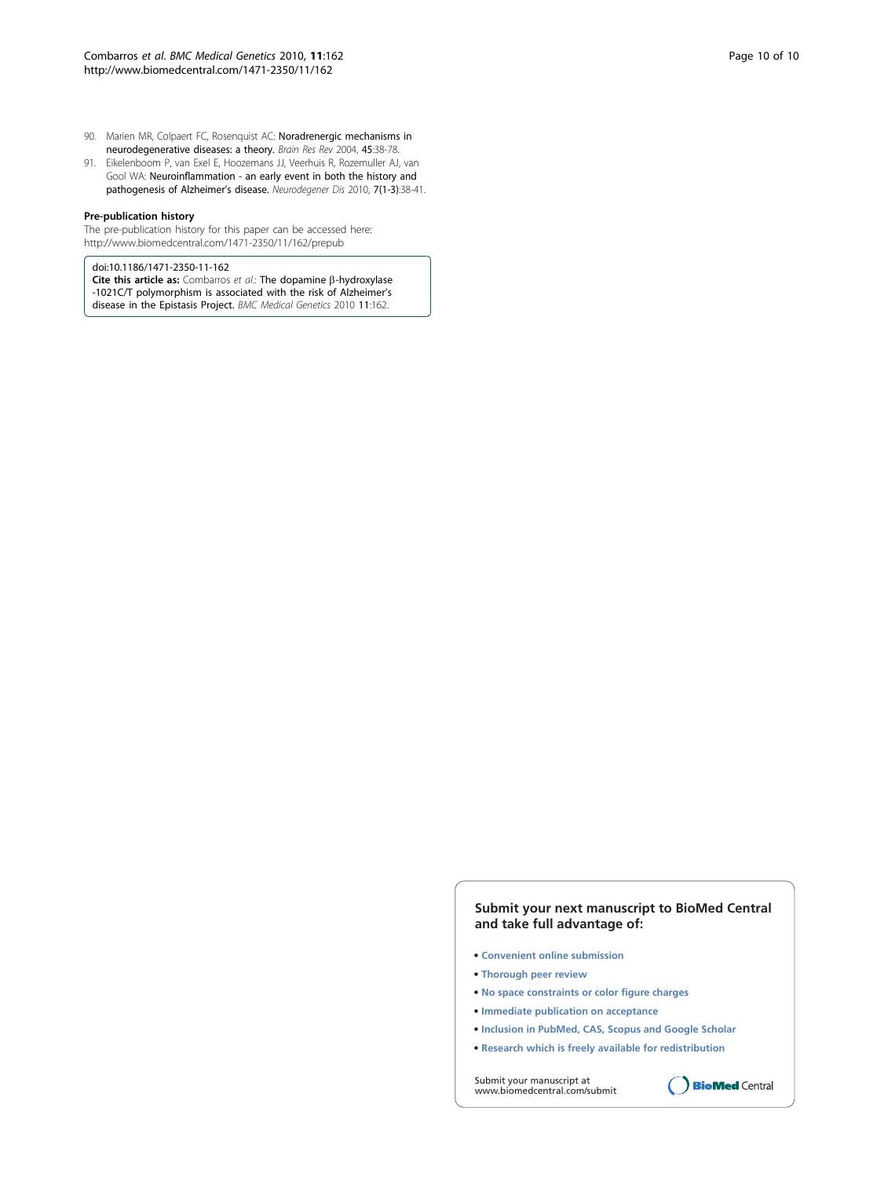90. Marien MR, Colpaert FC, Rosenquist AC: **Noradrenergic mechanisms in neurodegenerative diseases: a theory.** *Brain Res Rev* 2004, **45**:38-78.
91. Eikelenboom P, van Exel E, Hoozemans JJ, Veerhuis R, Rozemuller AJ, van Gool WA: **Neuroinflammation - an early event in both the history and pathogenesis of Alzheimer's disease.** *Neurodegener Dis* 2010, **7(1-3)**:38-41.

#### Pre-publication history

The pre-publication history for this paper can be accessed here: http://www.biomedcentral.com/1471-2350/11/162/prepub

doi:10.1186/1471-2350-11-162
**Cite this article as:** Combarros *et al.*: The dopamine β-hydroxylase -1021C/T polymorphism is associated with the risk of Alzheimer's disease in the Epistasis Project. *BMC Medical Genetics* 2010 **11**:162.

**Submit your next manuscript to BioMed Central and take full advantage of:**

- **Convenient online submission**
- **Thorough peer review**
- **No space constraints or color figure charges**
- **Immediate publication on acceptance**
- **Inclusion in PubMed, CAS, Scopus and Google Scholar**
- **Research which is freely available for redistribution**

Submit your manuscript at
www.biomedcentral.com/submit

BioMed Central